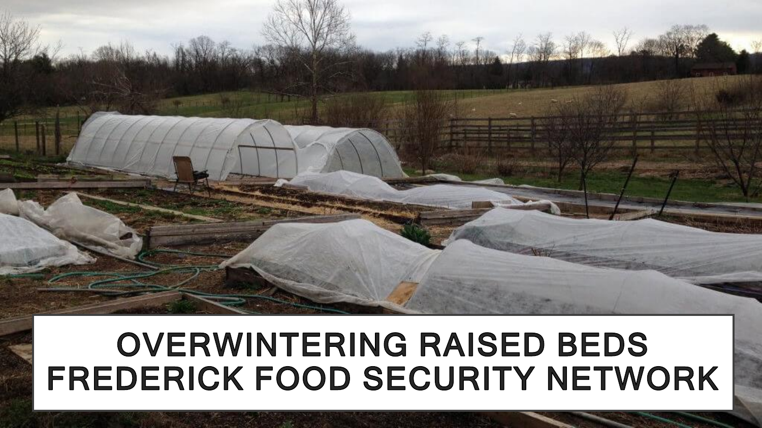# OVERWINTERING RAISED BEDS
# FREDERICK FOOD SECURITY NETWORK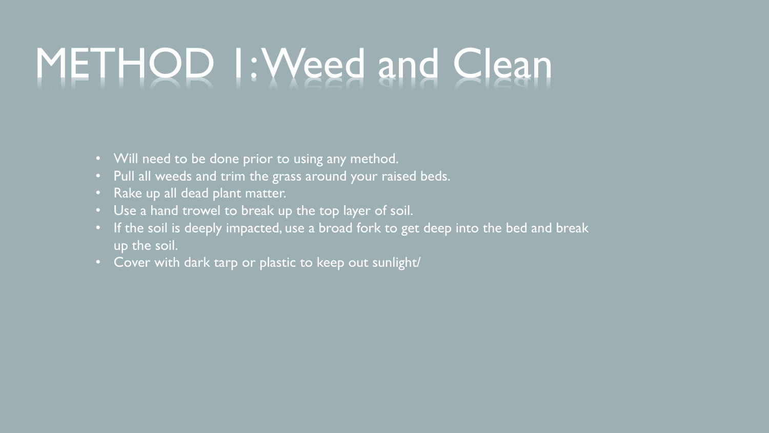# METHOD 1: Weed and Clean

- Will need to be done prior to using any method.
- Pull all weeds and trim the grass around your raised beds.
- Rake up all dead plant matter.
- Use a hand trowel to break up the top layer of soil.
- If the soil is deeply impacted, use a broad fork to get deep into the bed and break up the soil.
- Cover with dark tarp or plastic to keep out sunlight/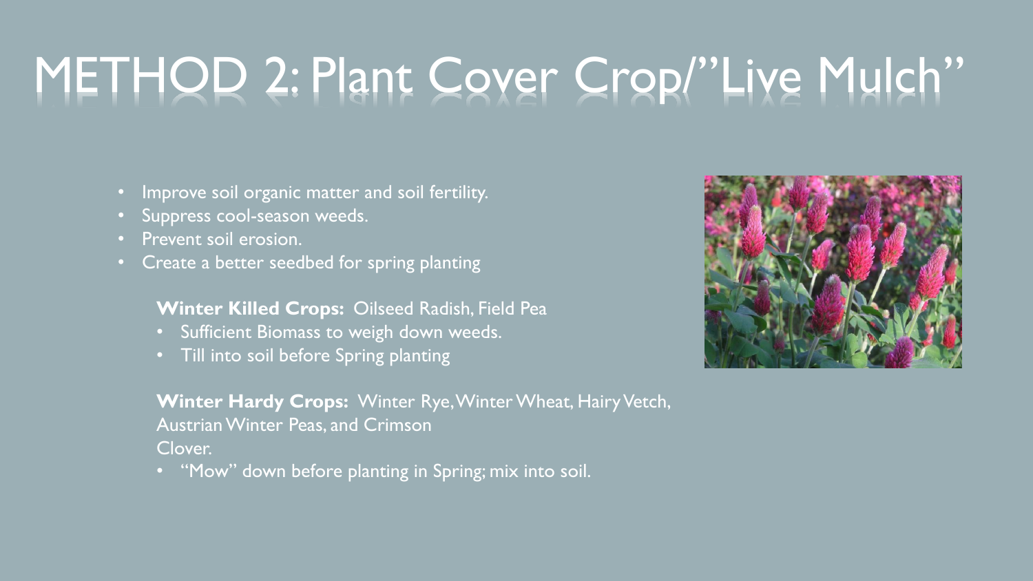# METHOD 2: Plant Cover Crop/"Live Mulch"

- Improve soil organic matter and soil fertility.
- Suppress cool-season weeds.
- Prevent soil erosion.
- Create a better seedbed for spring planting

**Winter Killed Crops:** Oilseed Radish, Field Pea

- Sufficient Biomass to weigh down weeds.
- Till into soil before Spring planting

**Winter Hardy Crops:** Winter Rye, Winter Wheat, Hairy Vetch, Austrian Winter Peas, and Crimson Clover.

- "Mow" down before planting in Spring; mix into soil.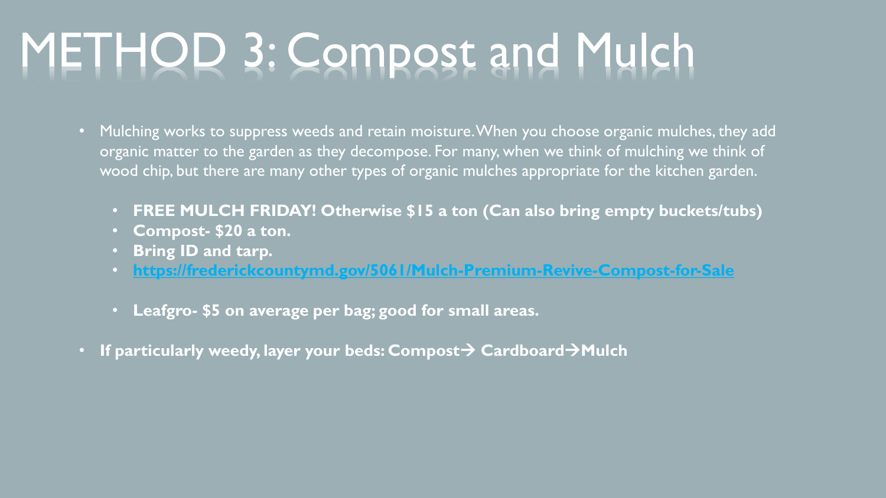# METHOD 3: Compost and Mulch

- Mulching works to suppress weeds and retain moisture. When you choose organic mulches, they add organic matter to the garden as they decompose. For many, when we think of mulching we think of wood chip, but there are many other types of organic mulches appropriate for the kitchen garden.
  - **FREE MULCH FRIDAY! Otherwise $15 a ton (Can also bring empty buckets/tubs)**
  - **Compost- $20 a ton.**
  - **Bring ID and tarp.**
  - **https://frederickcountymd.gov/5061/Mulch-Premium-Revive-Compost-for-Sale**
  - **Leafgro- $5 on average per bag; good for small areas.**
- **If particularly weedy, layer your beds: Compost→ Cardboard→Mulch**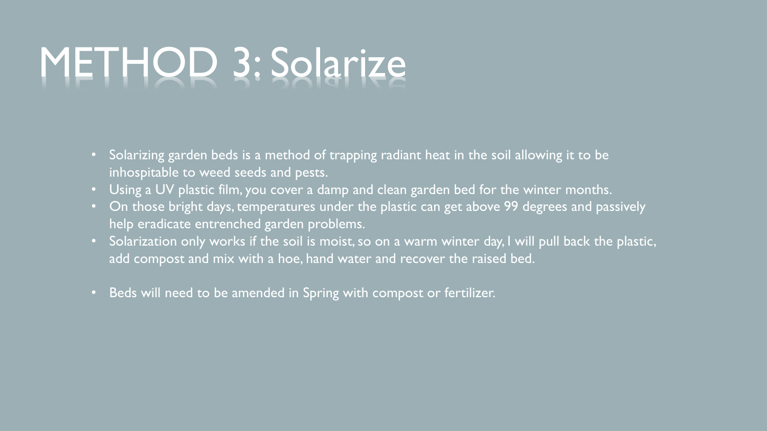# METHOD 3: Solarize

- Solarizing garden beds is a method of trapping radiant heat in the soil allowing it to be inhospitable to weed seeds and pests.
- Using a UV plastic film, you cover a damp and clean garden bed for the winter months.
- On those bright days, temperatures under the plastic can get above 99 degrees and passively help eradicate entrenched garden problems.
- Solarization only works if the soil is moist, so on a warm winter day, I will pull back the plastic, add compost and mix with a hoe, hand water and recover the raised bed.

- Beds will need to be amended in Spring with compost or fertilizer.